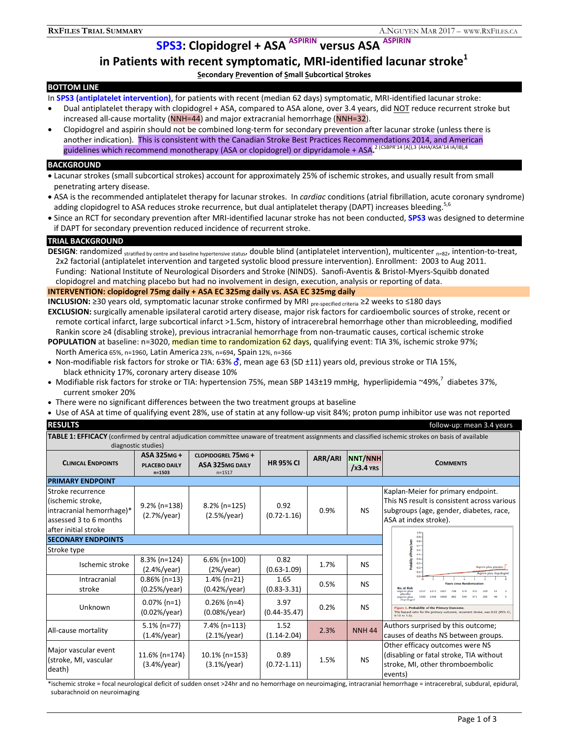# SPS3: Clopidogrel + ASA ASPIRIN versus ASA ASPIRIN in Patients with recent symptomatic, MRI-identified lacunar stroke[1]

**S**econdary **P**revention of **S**mall **S**ubcortical **S**trokes

## BOTTOM LINE

In **SPS3 (antiplatelet intervention)**, for patients with recent (median 62 days) symptomatic, MRI-identified lacunar stroke:

- Dual antiplatelet therapy with clopidogrel + ASA, compared to ASA alone, over 3.4 years, did NOT reduce recurrent stroke but increased all-cause mortality (NNH=44) and major extracranial hemorrhage (NNH=32).
- Clopidogrel and aspirin should not be combined long-term for secondary prevention after lacunar stroke (unless there is another indication). This is consistent with the Canadian Stroke Best Practices Recommendations 2014, and American guidelines which recommend monotherapy (ASA or clopidogrel) or dipyridamole + ASA.[2 (CSBPR'14 [A]),3 (AHA/ASA'14 IA/IB),4]

## BACKGROUND

- Lacunar strokes (small subcortical strokes) account for approximately 25% of ischemic strokes, and usually result from small penetrating artery disease.
- ASA is the recommended antiplatelet therapy for lacunar strokes. In *cardiac* conditions (atrial fibrillation, acute coronary syndrome) adding clopidogrel to ASA reduces stroke recurrence, but dual antiplatelet therapy (DAPT) increases bleeding.[5,6]
- Since an RCT for secondary prevention after MRI-identified lacunar stroke has not been conducted, **SPS3** was designed to determine if DAPT for secondary prevention reduced incidence of recurrent stroke.

## TRIAL BACKGROUND

**DESIGN**: randomized stratified by centre and baseline hypertensive status, double blind (antiplatelet intervention), multicenter n=82, intention-to-treat, 2x2 factorial (antiplatelet intervention and targeted systolic blood pressure intervention). Enrollment: 2003 to Aug 2011. Funding: National Institute of Neurological Disorders and Stroke (NINDS). Sanofi-Aventis & Bristol-Myers-Squibb donated clopidogrel and matching placebo but had no involvement in design, execution, analysis or reporting of data.

**INTERVENTION: clopidogrel 75mg daily + ASA EC 325mg daily vs. ASA EC 325mg daily**

**INCLUSION:** ≥30 years old, symptomatic lacunar stroke confirmed by MRI pre-specified criteria ≥2 weeks to ≤180 days

**EXCLUSION:** surgically amenable ipsilateral carotid artery disease, major risk factors for cardioembolic sources of stroke, recent or remote cortical infarct, large subcortical infarct >1.5cm, history of intracerebral hemorrhage other than microbleeding, modified Rankin score ≥4 (disabling stroke), previous intracranial hemorrhage from non-traumatic causes, cortical ischemic stroke

**POPULATION** at baseline: n=3020, median time to randomization 62 days, qualifying event: TIA 3%, ischemic stroke 97%; North America 65%, n=1960, Latin America 23%, n=694, Spain 12%, n=366

- Non-modifiable risk factors for stroke or TIA: 63% ♂, mean age 63 (SD ±11) years old, previous stroke or TIA 15%, black ethnicity 17%, coronary artery disease 10%
- Modifiable risk factors for stroke or TIA: hypertension 75%, mean SBP 143±19 mmHg, hyperlipidemia ~49%,[7] diabetes 37%, current smoker 20%
- There were no significant differences between the two treatment groups at baseline
- Use of ASA at time of qualifying event 28%, use of statin at any follow-up visit 84%; proton pump inhibitor use was not reported

## RESULTS

follow-up: mean 3.4 years

**TABLE 1: EFFICACY** (confirmed by central adjudication committee unaware of treatment assignments and classified ischemic strokes on basis of available diagnostic studies)

| Clinical Endpoints | ASA 325mg + placebo daily n=1503 | Clopidogrel 75mg + ASA 325mg daily n=1517 | HR 95% CI | ARR/ARI | NNT/NNH /x3.4 yrs | Comments |
|---|---|---|---|---|---|---|
| **PRIMARY ENDPOINT** | | | | | | |
| Stroke recurrence (ischemic stroke, intracranial hemorrhage)* assessed 3 to 6 months after initial stroke | 9.2% {n=138} (2.7%/year) | 8.2% {n=125} (2.5%/year) | 0.92 (0.72-1.16) | 0.9% | NS | Kaplan-Meier for primary endpoint. This NS result is consistent across various subgroups (age, gender, diabetes, race, ASA at index stroke). Figure 1. Probability of the Primary Outcome. The hazard ratio for the primary outcome, recurrent stroke, was 0.92 (95% CI, 0.72 to 1.2). |
| **SECONARY ENDPOINTS** | | | | | | |
| Stroke type | | | | | | |
| Ischemic stroke | 8.3% {n=124} (2.4%/year) | 6.6% {n=100} (2%/year) | 0.82 (0.63-1.09) | 1.7% | NS | |
| Intracranial stroke | 0.86% {n=13} (0.25%/year) | 1.4% {n=21} (0.42%/year) | 1.65 (0.83-3.31) | 0.5% | NS | |
| Unknown | 0.07% {n=1} (0.02%/year) | 0.26% {n=4} (0.08%/year) | 3.97 (0.44-35.47) | 0.2% | NS | |
| All-cause mortality | 5.1% {n=77} (1.4%/year) | 7.4% {n=113} (2.1%/year) | 1.52 (1.14-2.04) | 2.3% | NNH 44 | Authors surprised by this outcome; causes of deaths NS between groups. |
| Major vascular event (stroke, MI, vascular death) | 11.6% {n=174} (3.4%/year) | 10.1% {n=153} (3.1%/year) | 0.89 (0.72-1.11) | 1.5% | NS | Other efficacy outcomes were NS (disabling or fatal stroke, TIA without stroke, MI, other thromboembolic events) |

*ischemic stroke = focal neurological deficit of sudden onset >24hr and no hemorrhage on neuroimaging, intracranial hemorrhage = intracerebral, subdural, epidural, subarachnoid on neuroimaging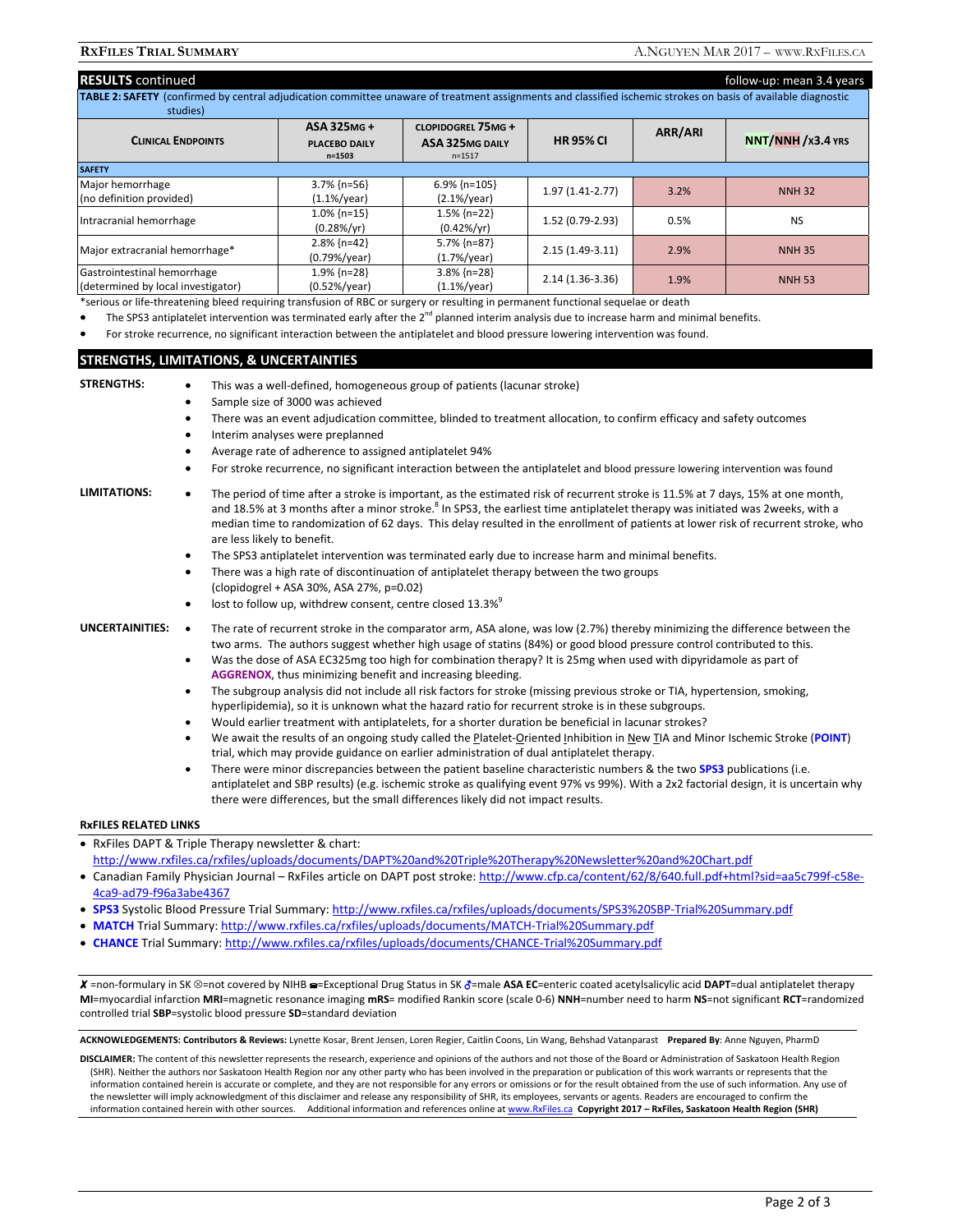## RESULTS continued

follow-up: mean 3.4 years

**TABLE 2: SAFETY** (confirmed by central adjudication committee unaware of treatment assignments and classified ischemic strokes on basis of available diagnostic studies)

| CLINICAL ENDPOINTS | ASA 325MG + PLACEBO DAILY n=1503 | CLOPIDOGREL 75MG + ASA 325MG DAILY n=1517 | HR 95% CI | ARR/ARI | NNT/NNH /x3.4 YRS |
|---|---|---|---|---|---|
| **SAFETY** | | | | | |
| Major hemorrhage (no definition provided) | 3.7% {n=56} (1.1%/year) | 6.9% {n=105} (2.1%/year) | 1.97 (1.41-2.77) | 3.2% | NNH 32 |
| Intracranial hemorrhage | 1.0% {n=15} (0.28%/yr) | 1.5% {n=22} (0.42%/yr) | 1.52 (0.79-2.93) | 0.5% | NS |
| Major extracranial hemorrhage* | 2.8% {n=42} (0.79%/year) | 5.7% {n=87} (1.7%/year) | 2.15 (1.49-3.11) | 2.9% | NNH 35 |
| Gastrointestinal hemorrhage (determined by local investigator) | 1.9% {n=28} (0.52%/year) | 3.8% {n=28} (1.1%/year) | 2.14 (1.36-3.36) | 1.9% | NNH 53 |

*serious or life-threatening bleed requiring transfusion of RBC or surgery or resulting in permanent functional sequelae or death

- The SPS3 antiplatelet intervention was terminated early after the 2nd planned interim analysis due to increase harm and minimal benefits.
- For stroke recurrence, no significant interaction between the antiplatelet and blood pressure lowering intervention was found.

## STRENGTHS, LIMITATIONS, & UNCERTAINTIES

**STRENGTHS:**

- This was a well-defined, homogeneous group of patients (lacunar stroke)
- Sample size of 3000 was achieved
- There was an event adjudication committee, blinded to treatment allocation, to confirm efficacy and safety outcomes
- Interim analyses were preplanned
- Average rate of adherence to assigned antiplatelet 94%
- For stroke recurrence, no significant interaction between the antiplatelet and blood pressure lowering intervention was found

**LIMITATIONS:**

- The period of time after a stroke is important, as the estimated risk of recurrent stroke is 11.5% at 7 days, 15% at one month, and 18.5% at 3 months after a minor stroke.[8] In SPS3, the earliest time antiplatelet therapy was initiated was 2weeks, with a median time to randomization of 62 days. This delay resulted in the enrollment of patients at lower risk of recurrent stroke, who are less likely to benefit.
- The SPS3 antiplatelet intervention was terminated early due to increase harm and minimal benefits.
- There was a high rate of discontinuation of antiplatelet therapy between the two groups (clopidogrel + ASA 30%, ASA 27%, p=0.02)
- lost to follow up, withdrew consent, centre closed 13.3%[9]

**UNCERTAINITIES:**

- The rate of recurrent stroke in the comparator arm, ASA alone, was low (2.7%) thereby minimizing the difference between the two arms. The authors suggest whether high usage of statins (84%) or good blood pressure control contributed to this.
- Was the dose of ASA EC325mg too high for combination therapy? It is 25mg when used with dipyridamole as part of **AGGRENOX**, thus minimizing benefit and increasing bleeding.
- The subgroup analysis did not include all risk factors for stroke (missing previous stroke or TIA, hypertension, smoking, hyperlipidemia), so it is unknown what the hazard ratio for recurrent stroke is in these subgroups.
- Would earlier treatment with antiplatelets, for a shorter duration be beneficial in lacunar strokes?
- We await the results of an ongoing study called the Platelet-Oriented Inhibition in New TIA and Minor Ischemic Stroke (**POINT**) trial, which may provide guidance on earlier administration of dual antiplatelet therapy.
- There were minor discrepancies between the patient baseline characteristic numbers & the two **SPS3** publications (i.e. antiplatelet and SBP results) (e.g. ischemic stroke as qualifying event 97% vs 99%). With a 2x2 factorial design, it is uncertain why there were differences, but the small differences likely did not impact results.

### RxFILES RELATED LINKS

- RxFiles DAPT & Triple Therapy newsletter & chart: http://www.rxfiles.ca/rxfiles/uploads/documents/DAPT%20and%20Triple%20Therapy%20Newsletter%20and%20Chart.pdf
- Canadian Family Physician Journal – RxFiles article on DAPT post stroke: http://www.cfp.ca/content/62/8/640.full.pdf+html?sid=aa5c799f-c58e-4ca9-ad79-f96a3abe4367
- **SPS3** Systolic Blood Pressure Trial Summary: http://www.rxfiles.ca/rxfiles/uploads/documents/SPS3%20SBP-Trial%20Summary.pdf
- **MATCH** Trial Summary: http://www.rxfiles.ca/rxfiles/uploads/documents/MATCH-Trial%20Summary.pdf
- **CHANCE** Trial Summary: http://www.rxfiles.ca/rxfiles/uploads/documents/CHANCE-Trial%20Summary.pdf

✗ =non-formulary in SK ⊗=not covered by NIHB ☎=Exceptional Drug Status in SK ♂=male **ASA EC**=enteric coated acetylsalicylic acid **DAPT**=dual antiplatelet therapy **MI**=myocardial infarction **MRI**=magnetic resonance imaging **mRS**= modified Rankin score (scale 0-6) **NNH**=number need to harm **NS**=not significant **RCT**=randomized controlled trial **SBP**=systolic blood pressure **SD**=standard deviation

**ACKNOWLEDGEMENTS: Contributors & Reviews:** Lynette Kosar, Brent Jensen, Loren Regier, Caitlin Coons, Lin Wang, Behshad Vatanparast **Prepared By**: Anne Nguyen, PharmD

**DISCLAIMER:** The content of this newsletter represents the research, experience and opinions of the authors and not those of the Board or Administration of Saskatoon Health Region (SHR). Neither the authors nor Saskatoon Health Region nor any other party who has been involved in the preparation or publication of this work warrants or represents that the information contained herein is accurate or complete, and they are not responsible for any errors or omissions or for the result obtained from the use of such information. Any use of the newsletter will imply acknowledgment of this disclaimer and release any responsibility of SHR, its employees, servants or agents. Readers are encouraged to confirm the information contained herein with other sources. Additional information and references online at www.RxFiles.ca **Copyright 2017 – RxFiles, Saskatoon Health Region (SHR)**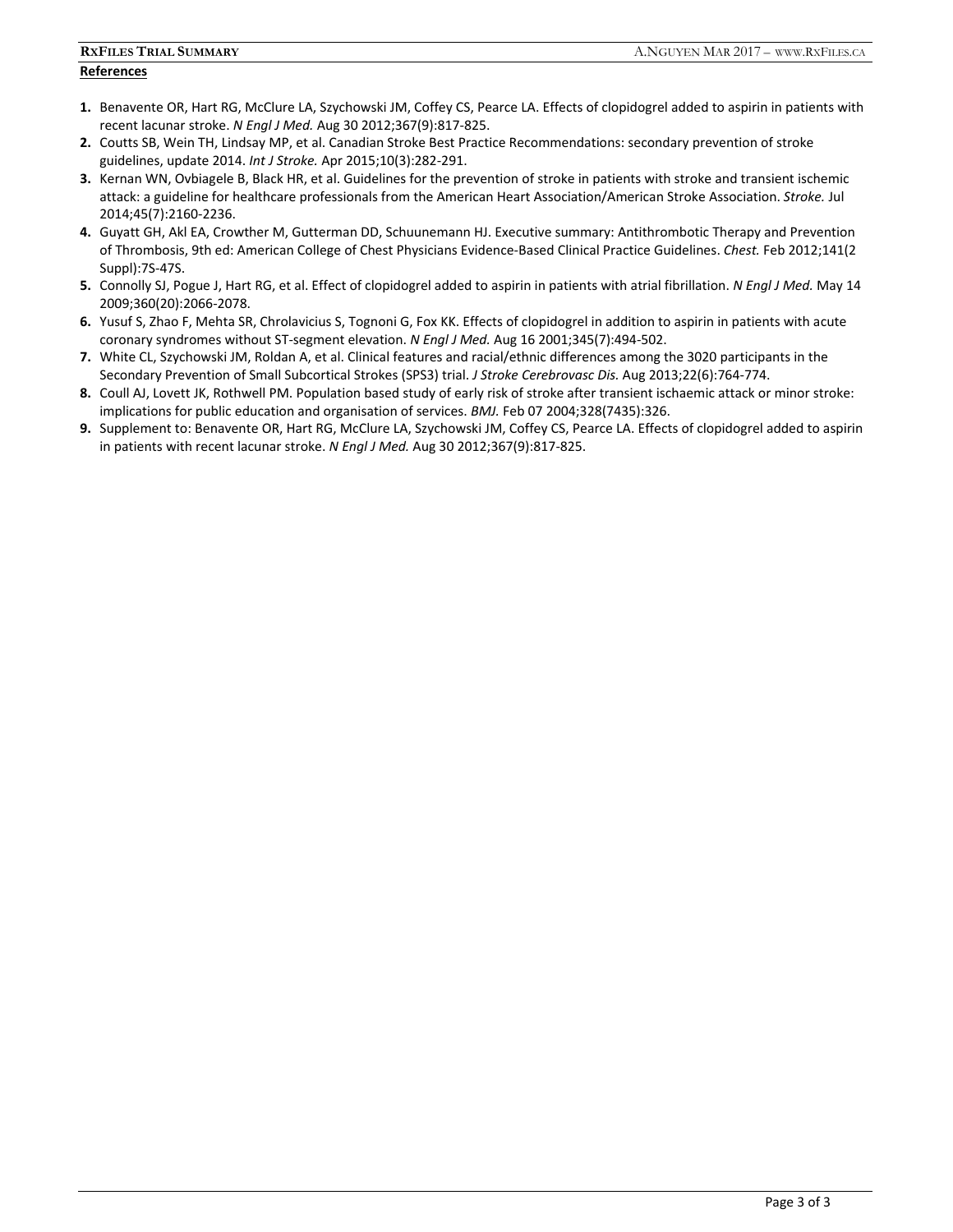**References**

1. Benavente OR, Hart RG, McClure LA, Szychowski JM, Coffey CS, Pearce LA. Effects of clopidogrel added to aspirin in patients with recent lacunar stroke. *N Engl J Med.* Aug 30 2012;367(9):817-825.
2. Coutts SB, Wein TH, Lindsay MP, et al. Canadian Stroke Best Practice Recommendations: secondary prevention of stroke guidelines, update 2014. *Int J Stroke.* Apr 2015;10(3):282-291.
3. Kernan WN, Ovbiagele B, Black HR, et al. Guidelines for the prevention of stroke in patients with stroke and transient ischemic attack: a guideline for healthcare professionals from the American Heart Association/American Stroke Association. *Stroke.* Jul 2014;45(7):2160-2236.
4. Guyatt GH, Akl EA, Crowther M, Gutterman DD, Schuunemann HJ. Executive summary: Antithrombotic Therapy and Prevention of Thrombosis, 9th ed: American College of Chest Physicians Evidence-Based Clinical Practice Guidelines. *Chest.* Feb 2012;141(2 Suppl):7S-47S.
5. Connolly SJ, Pogue J, Hart RG, et al. Effect of clopidogrel added to aspirin in patients with atrial fibrillation. *N Engl J Med.* May 14 2009;360(20):2066-2078.
6. Yusuf S, Zhao F, Mehta SR, Chrolavicius S, Tognoni G, Fox KK. Effects of clopidogrel in addition to aspirin in patients with acute coronary syndromes without ST-segment elevation. *N Engl J Med.* Aug 16 2001;345(7):494-502.
7. White CL, Szychowski JM, Roldan A, et al. Clinical features and racial/ethnic differences among the 3020 participants in the Secondary Prevention of Small Subcortical Strokes (SPS3) trial. *J Stroke Cerebrovasc Dis.* Aug 2013;22(6):764-774.
8. Coull AJ, Lovett JK, Rothwell PM. Population based study of early risk of stroke after transient ischaemic attack or minor stroke: implications for public education and organisation of services. *BMJ.* Feb 07 2004;328(7435):326.
9. Supplement to: Benavente OR, Hart RG, McClure LA, Szychowski JM, Coffey CS, Pearce LA. Effects of clopidogrel added to aspirin in patients with recent lacunar stroke. *N Engl J Med.* Aug 30 2012;367(9):817-825.